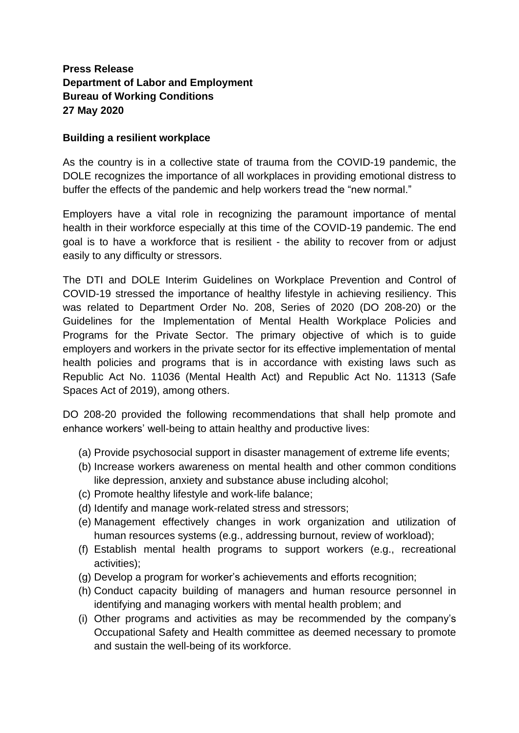**Press Release**
**Department of Labor and Employment**
**Bureau of Working Conditions**
**27 May 2020**

**Building a resilient workplace**

As the country is in a collective state of trauma from the COVID-19 pandemic, the DOLE recognizes the importance of all workplaces in providing emotional distress to buffer the effects of the pandemic and help workers tread the "new normal."

Employers have a vital role in recognizing the paramount importance of mental health in their workforce especially at this time of the COVID-19 pandemic. The end goal is to have a workforce that is resilient - the ability to recover from or adjust easily to any difficulty or stressors.

The DTI and DOLE Interim Guidelines on Workplace Prevention and Control of COVID-19 stressed the importance of healthy lifestyle in achieving resiliency. This was related to Department Order No. 208, Series of 2020 (DO 208-20) or the Guidelines for the Implementation of Mental Health Workplace Policies and Programs for the Private Sector. The primary objective of which is to guide employers and workers in the private sector for its effective implementation of mental health policies and programs that is in accordance with existing laws such as Republic Act No. 11036 (Mental Health Act) and Republic Act No. 11313 (Safe Spaces Act of 2019), among others.

DO 208-20 provided the following recommendations that shall help promote and enhance workers' well-being to attain healthy and productive lives:

(a) Provide psychosocial support in disaster management of extreme life events;
(b) Increase workers awareness on mental health and other common conditions like depression, anxiety and substance abuse including alcohol;
(c) Promote healthy lifestyle and work-life balance;
(d) Identify and manage work-related stress and stressors;
(e) Management effectively changes in work organization and utilization of human resources systems (e.g., addressing burnout, review of workload);
(f) Establish mental health programs to support workers (e.g., recreational activities);
(g) Develop a program for worker's achievements and efforts recognition;
(h) Conduct capacity building of managers and human resource personnel in identifying and managing workers with mental health problem; and
(i) Other programs and activities as may be recommended by the company's Occupational Safety and Health committee as deemed necessary to promote and sustain the well-being of its workforce.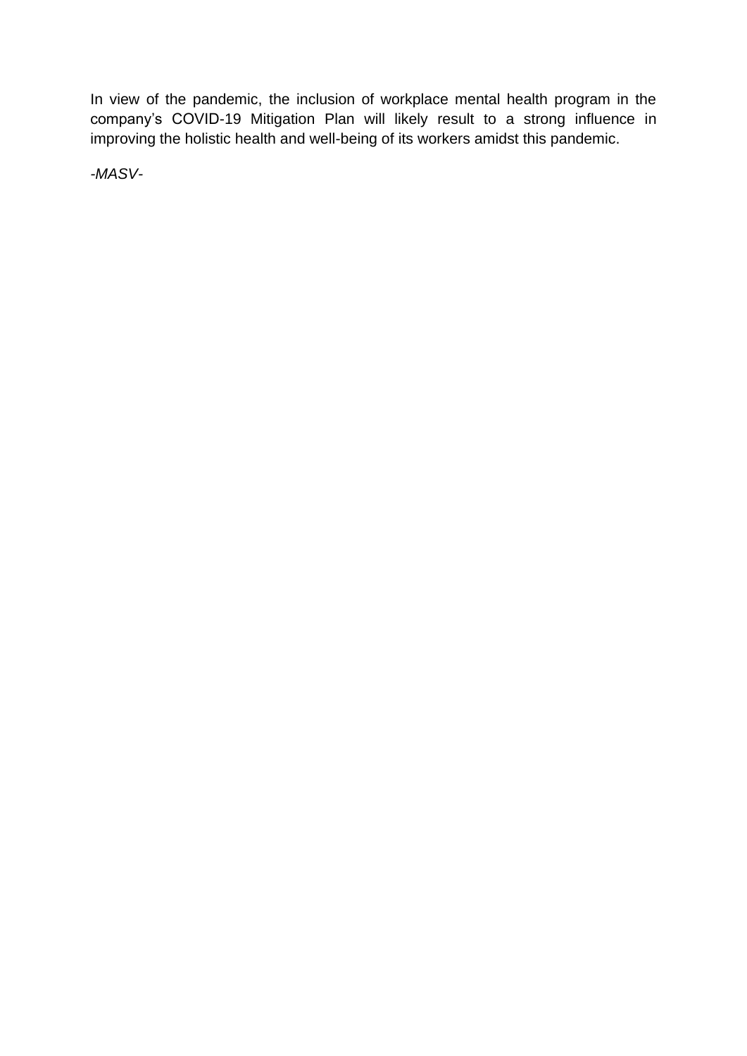In view of the pandemic, the inclusion of workplace mental health program in the company's COVID-19 Mitigation Plan will likely result to a strong influence in improving the holistic health and well-being of its workers amidst this pandemic.

*-MASV-*